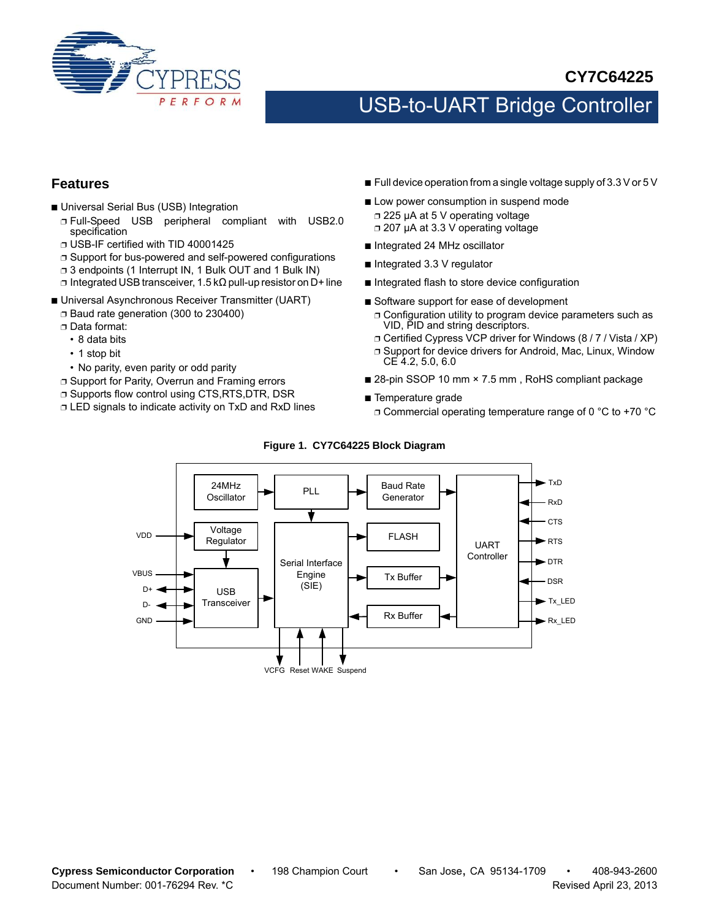# CY7C64225

## USB-to-UART Bridge Controller

## Features

- Universal Serial Bus (USB) Integration
  - Full-Speed USB peripheral compliant with USB2.0 specification
  - USB-IF certified with TID 40001425
  - Support for bus-powered and self-powered configurations
  - 3 endpoints (1 Interrupt IN, 1 Bulk OUT and 1 Bulk IN)
  - Integrated USB transceiver, 1.5 kΩ pull-up resistor on D+ line
- Universal Asynchronous Receiver Transmitter (UART)
  - Baud rate generation (300 to 230400)
  - Data format:
    - 8 data bits
    - 1 stop bit
    - No parity, even parity or odd parity
  - Support for Parity, Overrun and Framing errors
  - Supports flow control using CTS,RTS,DTR, DSR
  - LED signals to indicate activity on TxD and RxD lines
- Full device operation from a single voltage supply of 3.3 V or 5 V
- Low power consumption in suspend mode
  - 225 µA at 5 V operating voltage
  - 207 µA at 3.3 V operating voltage
- Integrated 24 MHz oscillator
- Integrated 3.3 V regulator
- Integrated flash to store device configuration
- Software support for ease of development
  - Configuration utility to program device parameters such as VID, PID and string descriptors.
  - Certified Cypress VCP driver for Windows (8 / 7 / Vista / XP)
  - Support for device drivers for Android, Mac, Linux, Window CE 4.2, 5.0, 6.0
- 28-pin SSOP 10 mm × 7.5 mm , RoHS compliant package
- Temperature grade
  - Commercial operating temperature range of 0 °C to +70 °C

**Figure 1. CY7C64225 Block Diagram**

24MHz Oscillator
PLL
Baud Rate Generator
Voltage Regulator
Serial Interface Engine (SIE)
FLASH
USB Transceiver
Tx Buffer
Rx Buffer
UART Controller
VDD
VBUS
D+
D-
GND
TxD
RxD
CTS
RTS
DTR
DSR
Tx_LED
Rx_LED
VCFG
Reset
WAKE
Suspend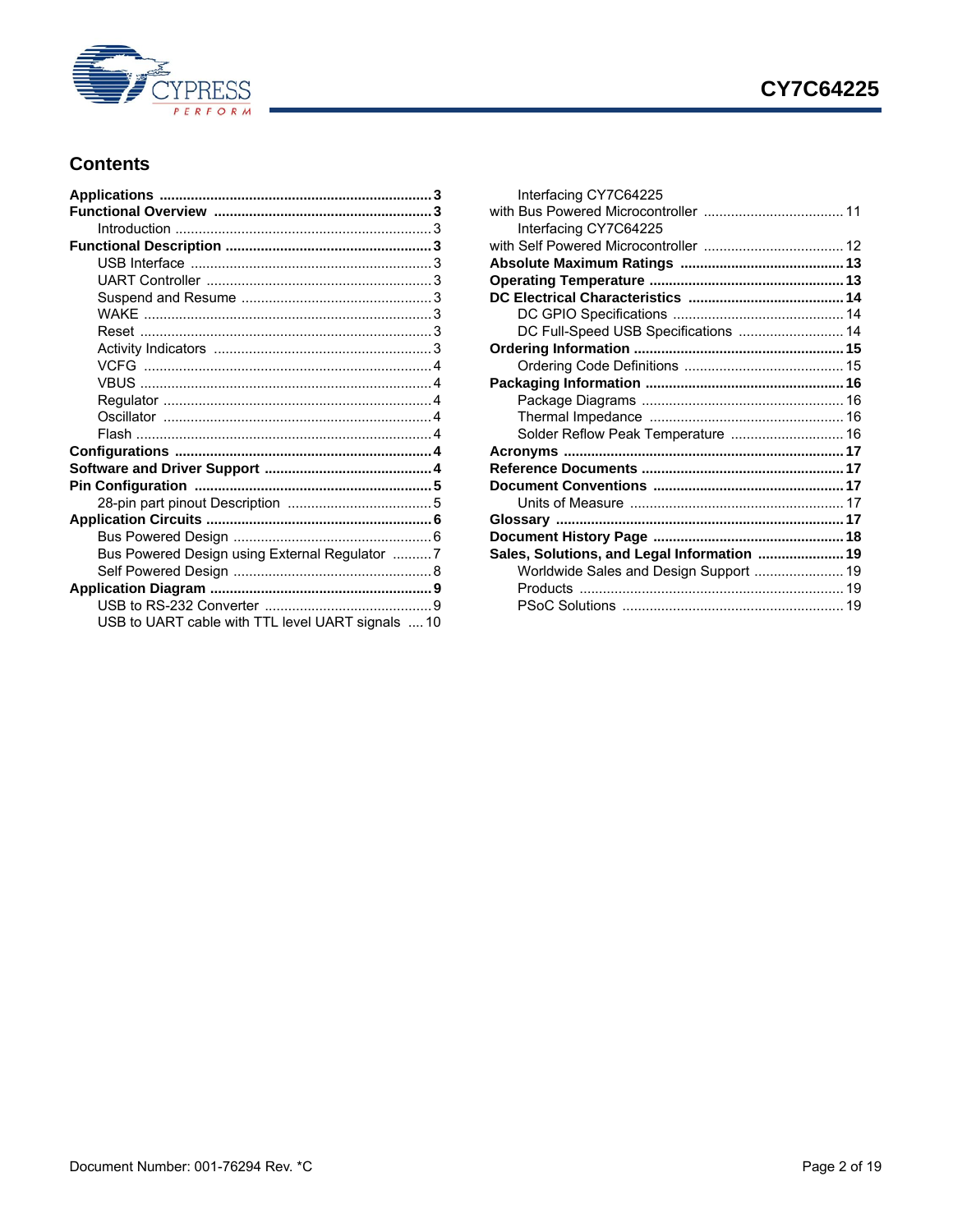## Contents

- **Applications** ..... **3**
- **Functional Overview** ..... **3**
  - Introduction ..... 3
- **Functional Description** ..... **3**
  - USB Interface ..... 3
  - UART Controller ..... 3
  - Suspend and Resume ..... 3
  - WAKE ..... 3
  - Reset ..... 3
  - Activity Indicators ..... 3
  - VCFG ..... 4
  - VBUS ..... 4
  - Regulator ..... 4
  - Oscillator ..... 4
  - Flash ..... 4
- **Configurations** ..... **4**
- **Software and Driver Support** ..... **4**
- **Pin Configuration** ..... **5**
  - 28-pin part pinout Description ..... 5
- **Application Circuits** ..... **6**
  - Bus Powered Design ..... 6
  - Bus Powered Design using External Regulator ..... 7
  - Self Powered Design ..... 8
- **Application Diagram** ..... **9**
  - USB to RS-232 Converter ..... 9
  - USB to UART cable with TTL level UART signals ..... 10
  - Interfacing CY7C64225 with Bus Powered Microcontroller ..... 11
  - Interfacing CY7C64225 with Self Powered Microcontroller ..... 12
- **Absolute Maximum Ratings** ..... **13**
- **Operating Temperature** ..... **13**
- **DC Electrical Characteristics** ..... **14**
  - DC GPIO Specifications ..... 14
  - DC Full-Speed USB Specifications ..... 14
- **Ordering Information** ..... **15**
  - Ordering Code Definitions ..... 15
- **Packaging Information** ..... **16**
  - Package Diagrams ..... 16
  - Thermal Impedance ..... 16
  - Solder Reflow Peak Temperature ..... 16
- **Acronyms** ..... **17**
- **Reference Documents** ..... **17**
- **Document Conventions** ..... **17**
  - Units of Measure ..... 17
- **Glossary** ..... **17**
- **Document History Page** ..... **18**
- **Sales, Solutions, and Legal Information** ..... **19**
  - Worldwide Sales and Design Support ..... 19
  - Products ..... 19
  - PSoC Solutions ..... 19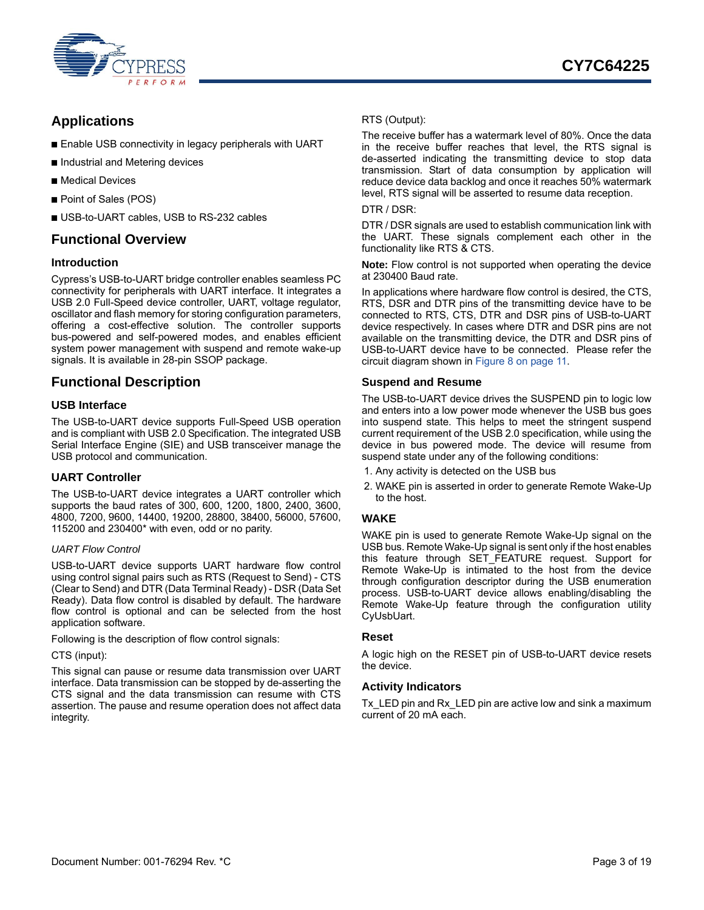## Applications

- Enable USB connectivity in legacy peripherals with UART
- Industrial and Metering devices
- Medical Devices
- Point of Sales (POS)
- USB-to-UART cables, USB to RS-232 cables

## Functional Overview

### Introduction

Cypress's USB-to-UART bridge controller enables seamless PC connectivity for peripherals with UART interface. It integrates a USB 2.0 Full-Speed device controller, UART, voltage regulator, oscillator and flash memory for storing configuration parameters, offering a cost-effective solution. The controller supports bus-powered and self-powered modes, and enables efficient system power management with suspend and remote wake-up signals. It is available in 28-pin SSOP package.

## Functional Description

### USB Interface

The USB-to-UART device supports Full-Speed USB operation and is compliant with USB 2.0 Specification. The integrated USB Serial Interface Engine (SIE) and USB transceiver manage the USB protocol and communication.

### UART Controller

The USB-to-UART device integrates a UART controller which supports the baud rates of 300, 600, 1200, 1800, 2400, 3600, 4800, 7200, 9600, 14400, 19200, 28800, 38400, 56000, 57600, 115200 and 230400* with even, odd or no parity.

*UART Flow Control*

USB-to-UART device supports UART hardware flow control using control signal pairs such as RTS (Request to Send) - CTS (Clear to Send) and DTR (Data Terminal Ready) - DSR (Data Set Ready). Data flow control is disabled by default. The hardware flow control is optional and can be selected from the host application software.

Following is the description of flow control signals:

CTS (input):

This signal can pause or resume data transmission over UART interface. Data transmission can be stopped by de-asserting the CTS signal and the data transmission can resume with CTS assertion. The pause and resume operation does not affect data integrity.

RTS (Output):

The receive buffer has a watermark level of 80%. Once the data in the receive buffer reaches that level, the RTS signal is de-asserted indicating the transmitting device to stop data transmission. Start of data consumption by application will reduce device data backlog and once it reaches 50% watermark level, RTS signal will be asserted to resume data reception.

DTR / DSR:

DTR / DSR signals are used to establish communication link with the UART. These signals complement each other in the functionality like RTS & CTS.

**Note:** Flow control is not supported when operating the device at 230400 Baud rate.

In applications where hardware flow control is desired, the CTS, RTS, DSR and DTR pins of the transmitting device have to be connected to RTS, CTS, DTR and DSR pins of USB-to-UART device respectively. In cases where DTR and DSR pins are not available on the transmitting device, the DTR and DSR pins of USB-to-UART device have to be connected. Please refer the circuit diagram shown in Figure 8 on page 11.

### Suspend and Resume

The USB-to-UART device drives the SUSPEND pin to logic low and enters into a low power mode whenever the USB bus goes into suspend state. This helps to meet the stringent suspend current requirement of the USB 2.0 specification, while using the device in bus powered mode. The device will resume from suspend state under any of the following conditions:

1. Any activity is detected on the USB bus
2. WAKE pin is asserted in order to generate Remote Wake-Up to the host.

### WAKE

WAKE pin is used to generate Remote Wake-Up signal on the USB bus. Remote Wake-Up signal is sent only if the host enables this feature through SET_FEATURE request. Support for Remote Wake-Up is intimated to the host from the device through configuration descriptor during the USB enumeration process. USB-to-UART device allows enabling/disabling the Remote Wake-Up feature through the configuration utility CyUsbUart.

### Reset

A logic high on the RESET pin of USB-to-UART device resets the device.

### Activity Indicators

Tx_LED pin and Rx_LED pin are active low and sink a maximum current of 20 mA each.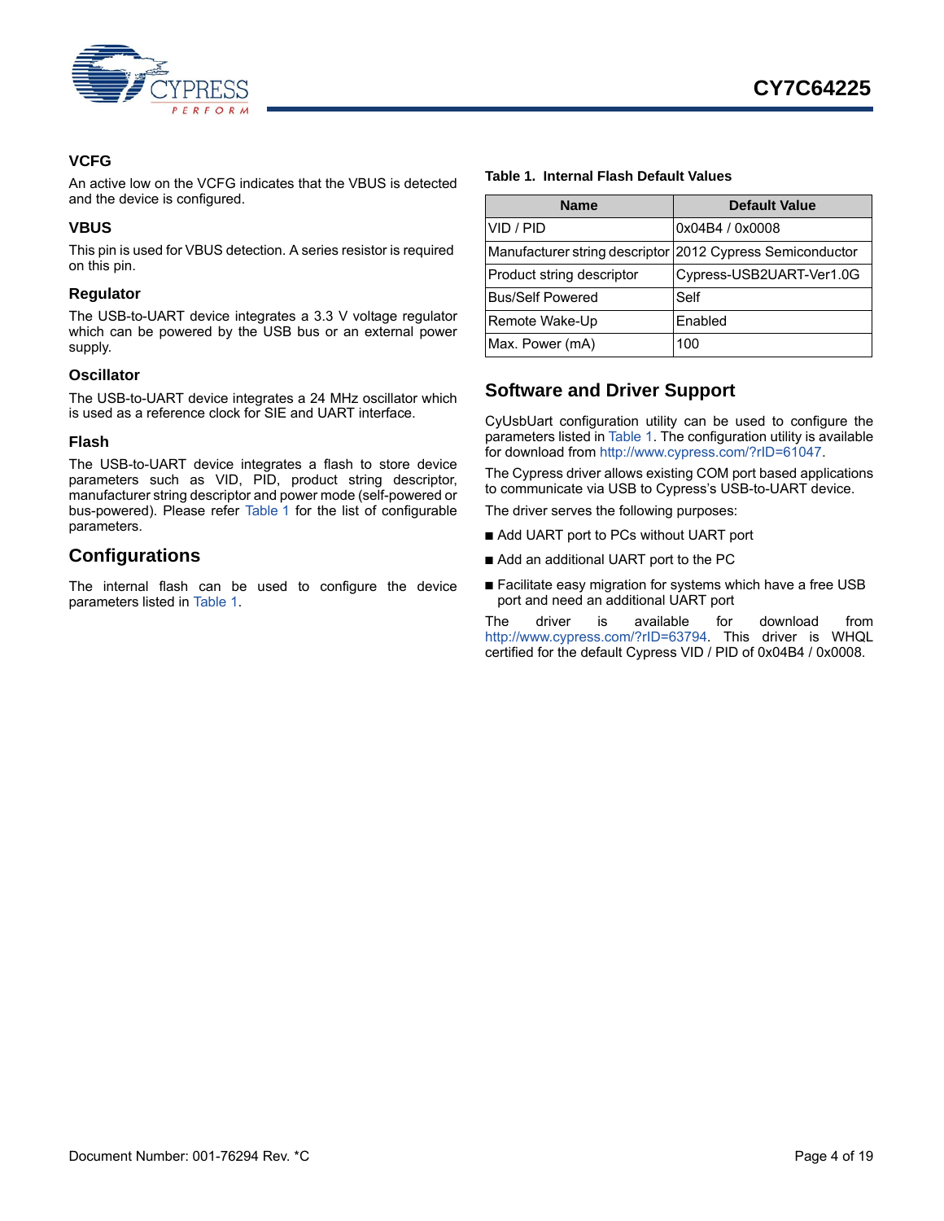### VCFG

An active low on the VCFG indicates that the VBUS is detected and the device is configured.

### VBUS

This pin is used for VBUS detection. A series resistor is required on this pin.

### Regulator

The USB-to-UART device integrates a 3.3 V voltage regulator which can be powered by the USB bus or an external power supply.

### Oscillator

The USB-to-UART device integrates a 24 MHz oscillator which is used as a reference clock for SIE and UART interface.

### Flash

The USB-to-UART device integrates a flash to store device parameters such as VID, PID, product string descriptor, manufacturer string descriptor and power mode (self-powered or bus-powered). Please refer Table 1 for the list of configurable parameters.

## Configurations

The internal flash can be used to configure the device parameters listed in Table 1.

**Table 1. Internal Flash Default Values**

| Name | Default Value |
|---|---|
| VID / PID | 0x04B4 / 0x0008 |
| Manufacturer string descriptor | 2012 Cypress Semiconductor |
| Product string descriptor | Cypress-USB2UART-Ver1.0G |
| Bus/Self Powered | Self |
| Remote Wake-Up | Enabled |
| Max. Power (mA) | 100 |

## Software and Driver Support

CyUsbUart configuration utility can be used to configure the parameters listed in Table 1. The configuration utility is available for download from http://www.cypress.com/?rID=61047.

The Cypress driver allows existing COM port based applications to communicate via USB to Cypress's USB-to-UART device.

The driver serves the following purposes:

- Add UART port to PCs without UART port
- Add an additional UART port to the PC
- Facilitate easy migration for systems which have a free USB port and need an additional UART port

The driver is available for download from http://www.cypress.com/?rID=63794. This driver is WHQL certified for the default Cypress VID / PID of 0x04B4 / 0x0008.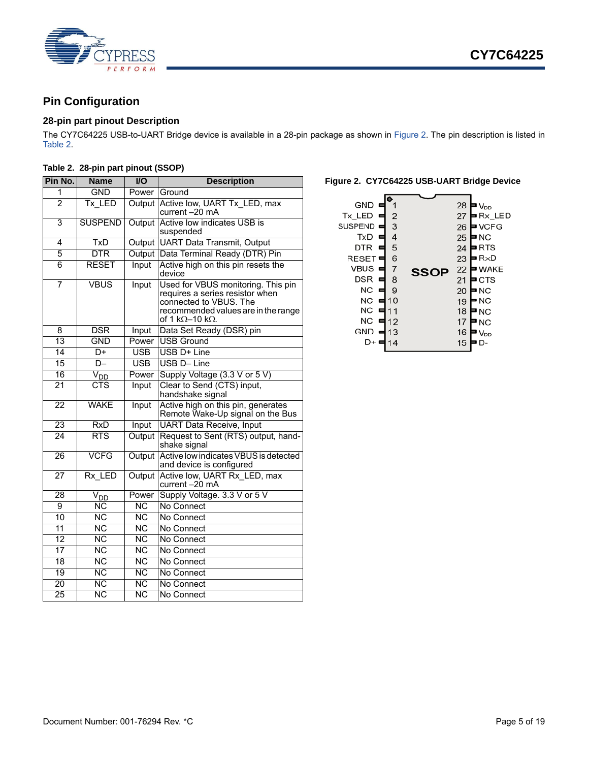## Pin Configuration

### 28-pin part pinout Description

The CY7C64225 USB-to-UART Bridge device is available in a 28-pin package as shown in Figure 2. The pin description is listed in Table 2.

**Table 2. 28-pin part pinout (SSOP)**

| Pin No. | Name | I/O | Description |
|---|---|---|---|
| 1 | GND | Power | Ground |
| 2 | Tx_LED | Output | Active low, UART Tx_LED, max current –20 mA |
| 3 | SUSPEND | Output | Active low indicates USB is suspended |
| 4 | TxD | Output | UART Data Transmit, Output |
| 5 | DTR | Output | Data Terminal Ready (DTR) Pin |
| 6 | RESET | Input | Active high on this pin resets the device |
| 7 | VBUS | Input | Used for VBUS monitoring. This pin requires a series resistor when connected to VBUS. The recommended values are in the range of 1 kΩ–10 kΩ. |
| 8 | DSR | Input | Data Set Ready (DSR) pin |
| 13 | GND | Power | USB Ground |
| 14 | D+ | USB | USB D+ Line |
| 15 | D– | USB | USB D– Line |
| 16 | $V_{DD}$ | Power | Supply Voltage (3.3 V or 5 V) |
| 21 | CTS | Input | Clear to Send (CTS) input, handshake signal |
| 22 | WAKE | Input | Active high on this pin, generates Remote Wake-Up signal on the Bus |
| 23 | RxD | Input | UART Data Receive, Input |
| 24 | RTS | Output | Request to Sent (RTS) output, hand-shake signal |
| 26 | VCFG | Output | Active low indicates VBUS is detected and device is configured |
| 27 | Rx_LED | Output | Active low, UART Rx_LED, max current –20 mA |
| 28 | $V_{DD}$ | Power | Supply Voltage. 3.3 V or 5 V |
| 9 | NC | NC | No Connect |
| 10 | NC | NC | No Connect |
| 11 | NC | NC | No Connect |
| 12 | NC | NC | No Connect |
| 17 | NC | NC | No Connect |
| 18 | NC | NC | No Connect |
| 19 | NC | NC | No Connect |
| 20 | NC | NC | No Connect |
| 25 | NC | NC | No Connect |

**Figure 2. CY7C64225 USB-UART Bridge Device**

SSOP

GND 1 · 28 $V_{DD}$
Tx_LED 2 · 27 Rx_LED
SUSPEND 3 · 26 VCFG
TxD 4 · 25 NC
DTR 5 · 24 RTS
RESET 6 · 23 RxD
VBUS 7 · 22 WAKE
DSR 8 · 21 CTS
NC 9 · 20 NC
NC 10 · 19 NC
NC 11 · 18 NC
NC 12 · 17 NC
GND 13 · 16 $V_{DD}$
D+ 14 · 15 D-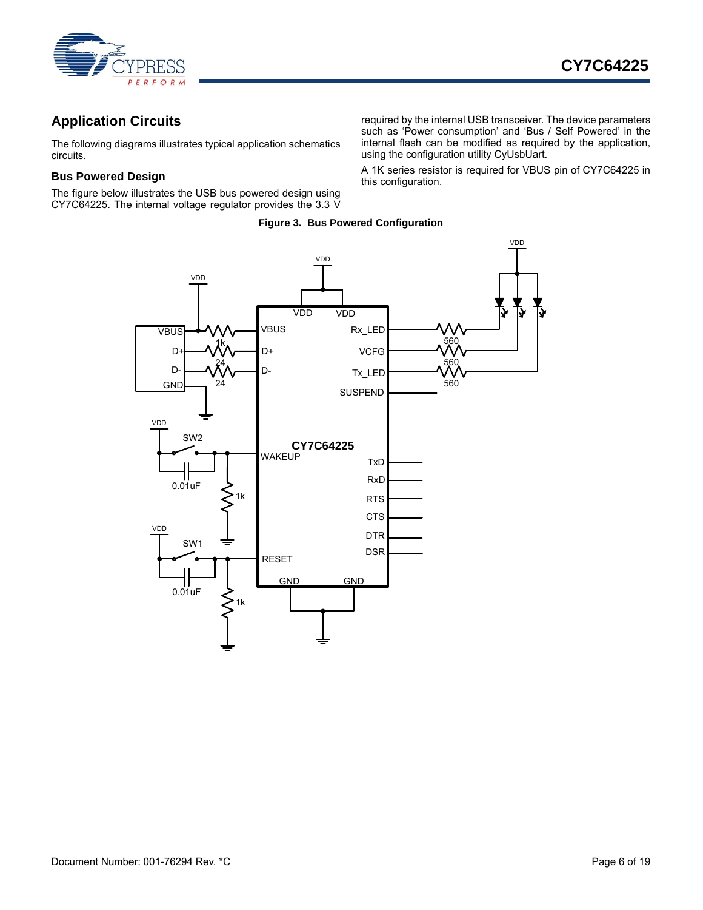## Application Circuits

The following diagrams illustrates typical application schematics circuits.

### Bus Powered Design

The figure below illustrates the USB bus powered design using CY7C64225. The internal voltage regulator provides the 3.3 V required by the internal USB transceiver. The device parameters such as 'Power consumption' and 'Bus / Self Powered' in the internal flash can be modified as required by the application, using the configuration utility CyUsbUart.

A 1K series resistor is required for VBUS pin of CY7C64225 in this configuration.

**Figure 3. Bus Powered Configuration**

VDD
VDD
VDD
VBUS
D+
D-
GND
1k
24
24
VDD
VDD
VBUS
D+
D-
Rx_LED
VCFG
Tx_LED
SUSPEND
560
560
560
VDD
SW2
0.01uF
1k
CY7C64225
WAKEUP
TxD
RxD
RTS
CTS
DTR
DSR
VDD
SW1
0.01uF
1k
RESET
GND
GND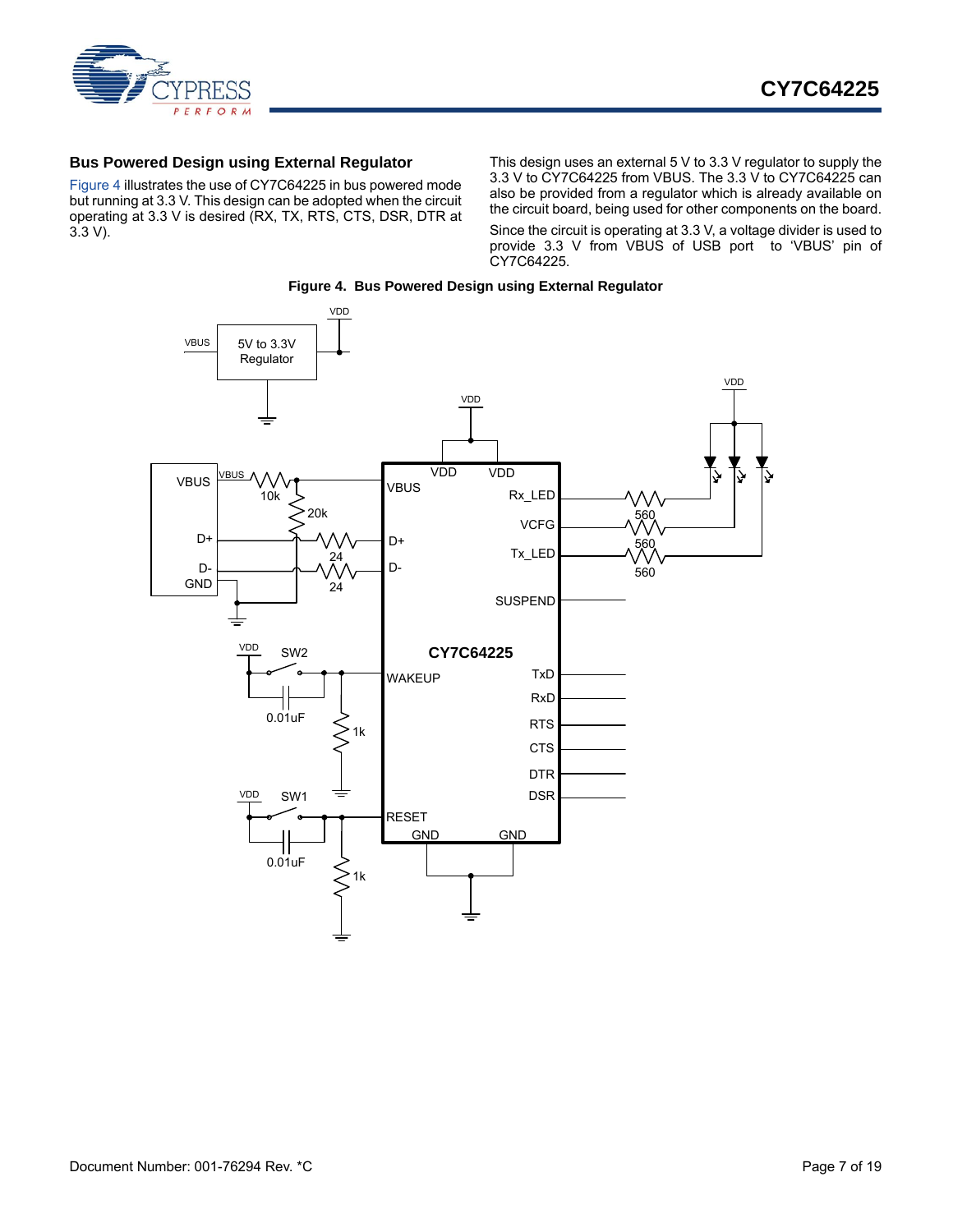## Bus Powered Design using External Regulator

Figure 4 illustrates the use of CY7C64225 in bus powered mode but running at 3.3 V. This design can be adopted when the circuit operating at 3.3 V is desired (RX, TX, RTS, CTS, DSR, DTR at 3.3 V).

This design uses an external 5 V to 3.3 V regulator to supply the 3.3 V to CY7C64225 from VBUS. The 3.3 V to CY7C64225 can also be provided from a regulator which is already available on the circuit board, being used for other components on the board.

Since the circuit is operating at 3.3 V, a voltage divider is used to provide 3.3 V from VBUS of USB port to 'VBUS' pin of CY7C64225.

**Figure 4. Bus Powered Design using External Regulator**

VDD
VBUS
5V to 3.3V Regulator
VDD
VDD
VBUS
VBUS
10k
20k
D+
24
D-
24
GND
VDD
VDD
VBUS
D+
D-
Rx_LED
VCFG
Tx_LED
560
560
560
SUSPEND
CY7C64225
VDD
SW2
0.01uF
1k
WAKEUP
TxD
RxD
RTS
CTS
DTR
DSR
VDD
SW1
0.01uF
1k
RESET
GND
GND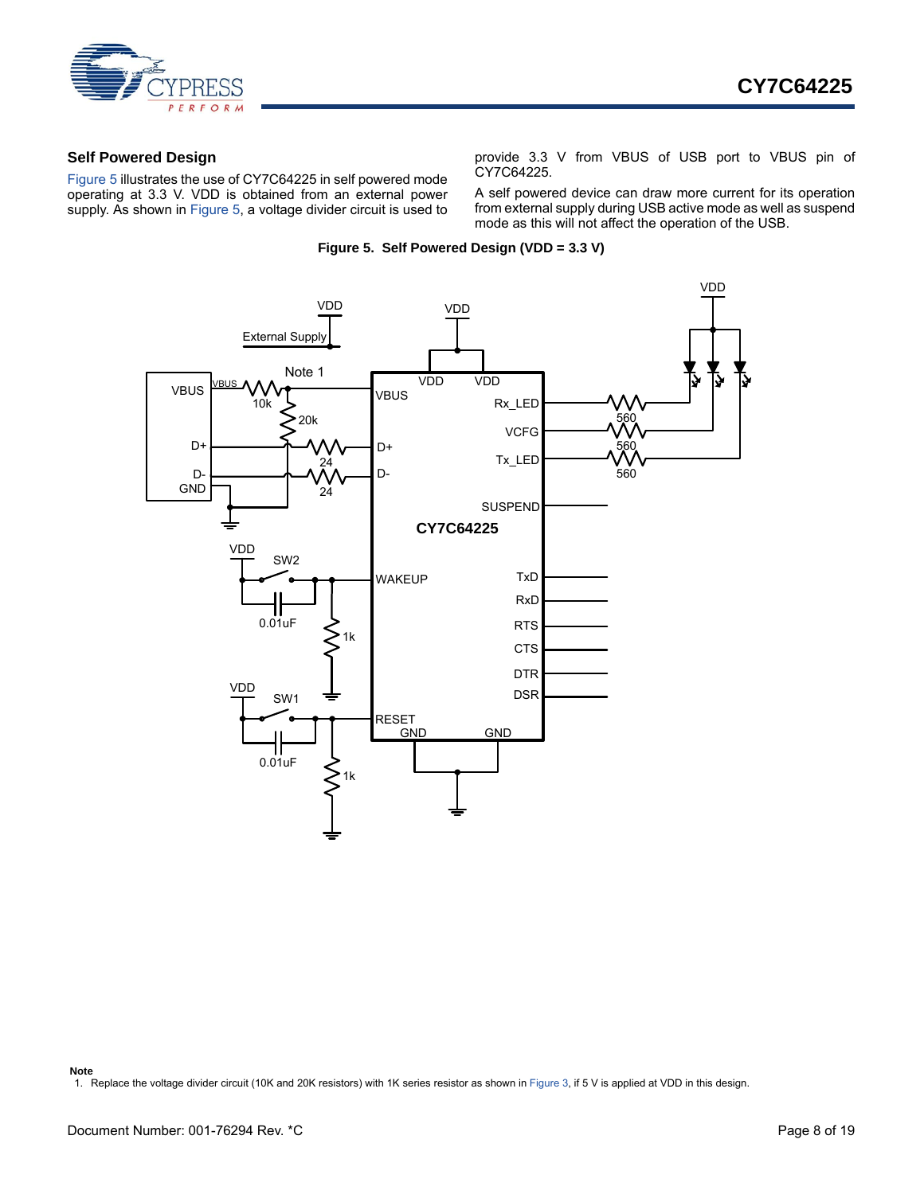### Self Powered Design

Figure 5 illustrates the use of CY7C64225 in self powered mode operating at 3.3 V. VDD is obtained from an external power supply. As shown in Figure 5, a voltage divider circuit is used to provide 3.3 V from VBUS of USB port to VBUS pin of CY7C64225.

A self powered device can draw more current for its operation from external supply during USB active mode as well as suspend mode as this will not affect the operation of the USB.

**Figure 5. Self Powered Design (VDD = 3.3 V)**

VDD
External Supply
Note 1
VBUS
VBUS
10k
20k
D+
24
D-
24
GND
VDD
VDD
VDD
VBUS
D+
D-
Rx_LED
VCFG
Tx_LED
560
560
560
VDD
SUSPEND
CY7C64225
VDD
SW2
0.01uF
1k
WAKEUP
TxD
RxD
RTS
CTS
DTR
DSR
VDD
SW1
0.01uF
1k
RESET
GND
GND

**Note**

1. Replace the voltage divider circuit (10K and 20K resistors) with 1K series resistor as shown in Figure 3, if 5 V is applied at VDD in this design.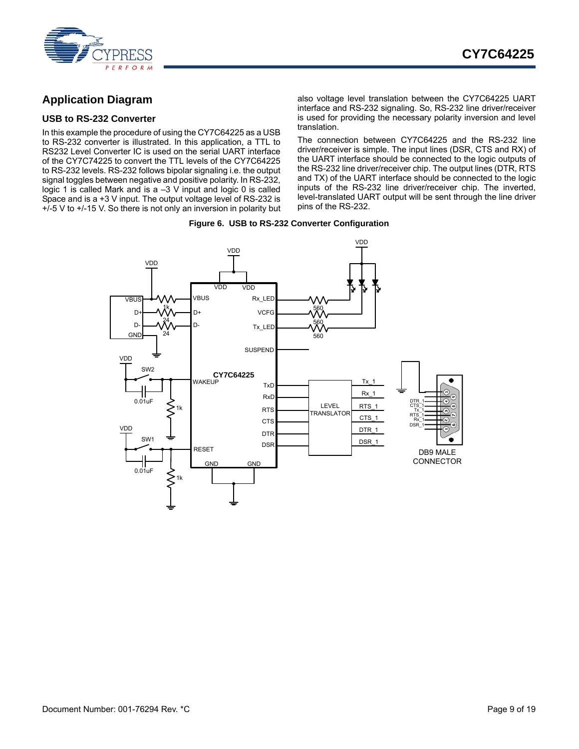## Application Diagram

### USB to RS-232 Converter

In this example the procedure of using the CY7C64225 as a USB to RS-232 converter is illustrated. In this application, a TTL to RS232 Level Converter IC is used on the serial UART interface of the CY7C74225 to convert the TTL levels of the CY7C64225 to RS-232 levels. RS-232 follows bipolar signaling i.e. the output signal toggles between negative and positive polarity. In RS-232, logic 1 is called Mark and is a –3 V input and logic 0 is called Space and is a +3 V input. The output voltage level of RS-232 is +/-5 V to +/-15 V. So there is not only an inversion in polarity but also voltage level translation between the CY7C64225 UART interface and RS-232 signaling. So, RS-232 line driver/receiver is used for providing the necessary polarity inversion and level translation.

The connection between CY7C64225 and the RS-232 line driver/receiver is simple. The input lines (DSR, CTS and RX) of the UART interface should be connected to the logic outputs of the RS-232 line driver/receiver chip. The output lines (DTR, RTS and TX) of the UART interface should be connected to the logic inputs of the RS-232 line driver/receiver chip. The inverted, level-translated UART output will be sent through the line driver pins of the RS-232.

**Figure 6. USB to RS-232 Converter Configuration**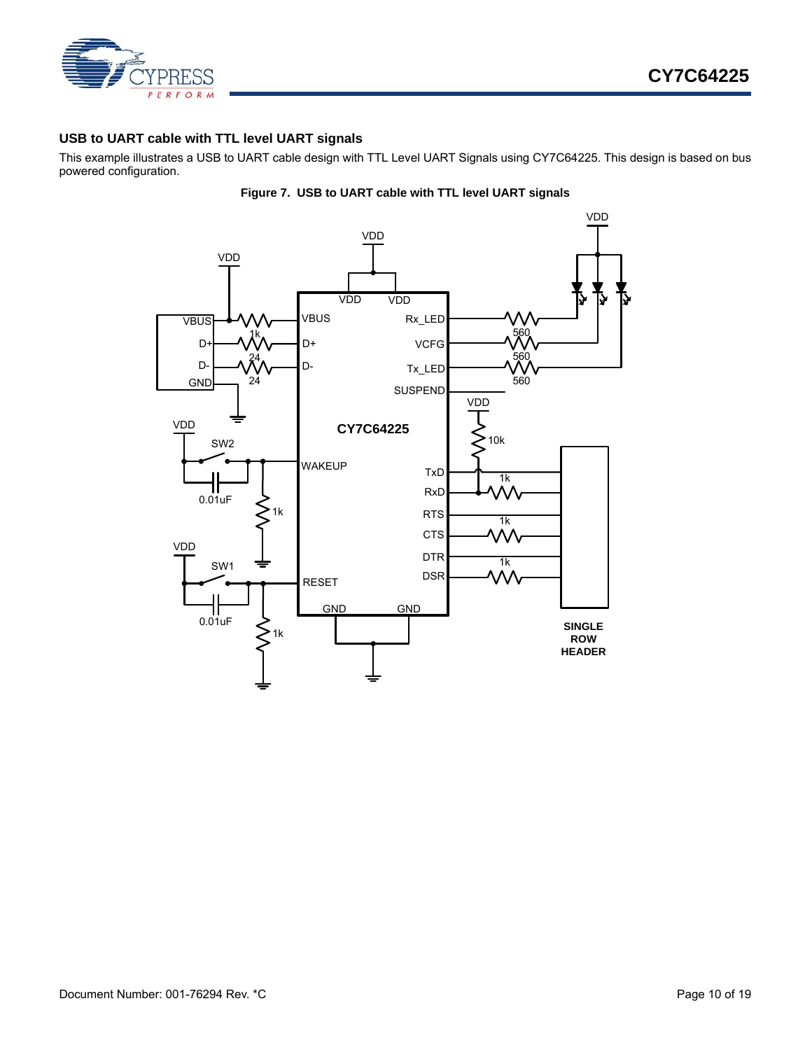### USB to UART cable with TTL level UART signals

This example illustrates a USB to UART cable design with TTL Level UART Signals using CY7C64225. This design is based on bus powered configuration.

**Figure 7. USB to UART cable with TTL level UART signals**

VDD
VBUS
D+
D-
GND
1k
24
24
VBUS
D+
D-
VDD
VDD
VDD
CY7C64225
Rx_LED
VCFG
Tx_LED
SUSPEND
560
560
560
VDD
VDD
10k
WAKEUP
TxD
RxD
RTS
CTS
DTR
DSR
1k
1k
1k
RESET
GND
GND
SW2
0.01uF
1k
VDD
SW1
0.01uF
1k
SINGLE
ROW
HEADER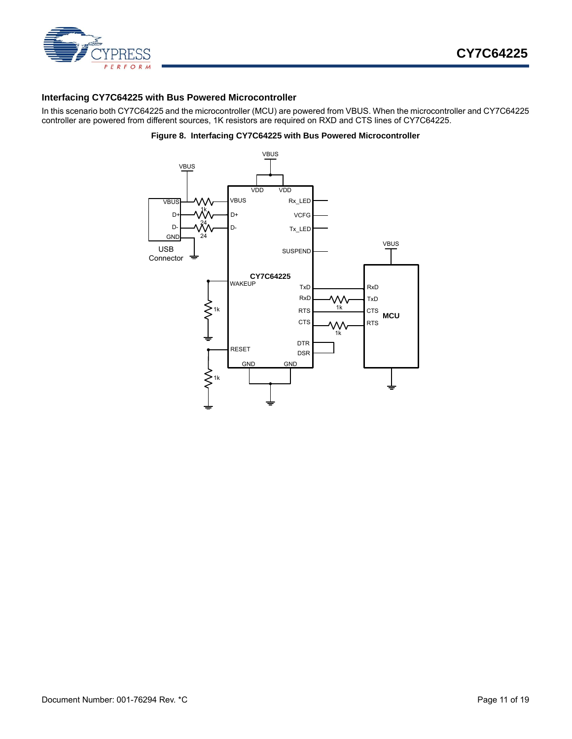### Interfacing CY7C64225 with Bus Powered Microcontroller

In this scenario both CY7C64225 and the microcontroller (MCU) are powered from VBUS. When the microcontroller and CY7C64225 controller are powered from different sources, 1K resistors are required on RXD and CTS lines of CY7C64225.

**Figure 8. Interfacing CY7C64225 with Bus Powered Microcontroller**

VBUS
VBUS
VDD VDD
VBUS
D+
D-
GND
USB Connector
1k
24
24
VBUS
D+
D-
Rx_LED
VCFG
Tx_LED
SUSPEND
CY7C64225
WAKEUP
1k
TxD
RxD
RTS
CTS
DTR
DSR
RESET
1k
GND GND
VBUS
RxD
TxD
CTS
RTS
MCU
1k
1k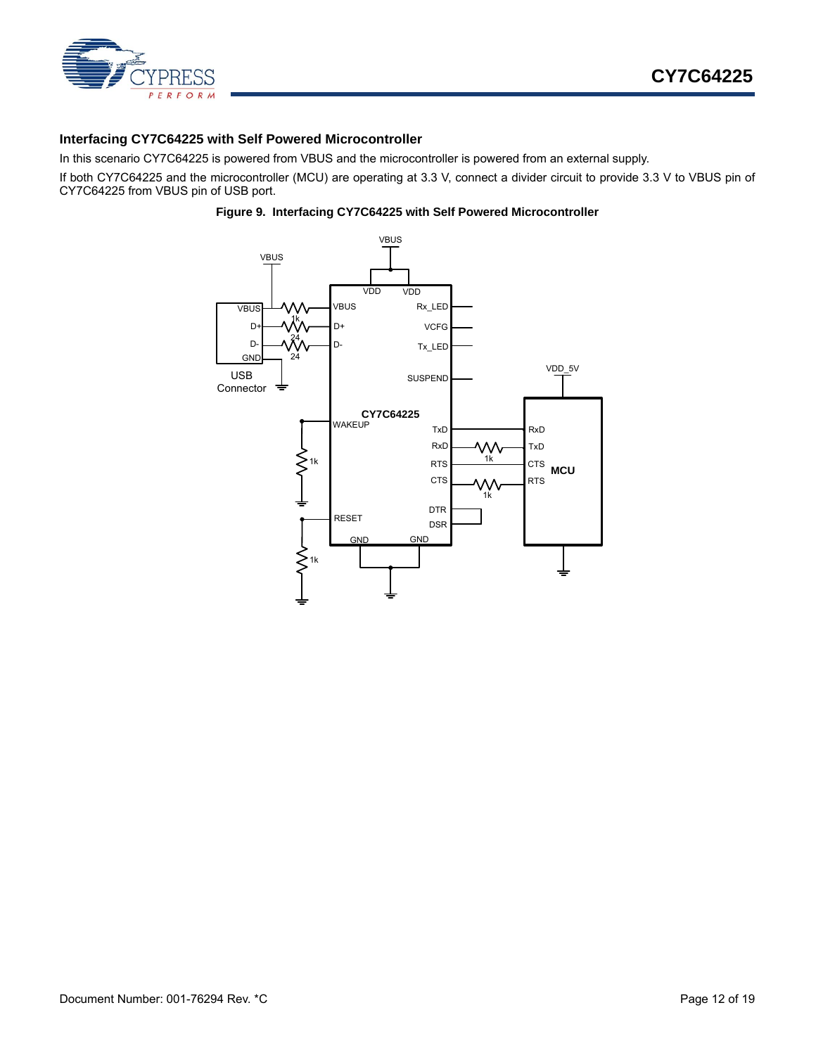### Interfacing CY7C64225 with Self Powered Microcontroller

In this scenario CY7C64225 is powered from VBUS and the microcontroller is powered from an external supply.

If both CY7C64225 and the microcontroller (MCU) are operating at 3.3 V, connect a divider circuit to provide 3.3 V to VBUS pin of CY7C64225 from VBUS pin of USB port.

**Figure 9. Interfacing CY7C64225 with Self Powered Microcontroller**

VBUS
VBUS
VDD VDD
VBUS
D+
D-
GND
1k
24
24
USB Connector
VBUS
D+
D-
Rx_LED
VCFG
Tx_LED
SUSPEND
CY7C64225
WAKEUP
1k
TxD
RxD
RTS
CTS
DTR
DSR
RESET
1k
GND GND
1k
1k
VDD_5V
RxD
TxD
CTS
RTS
MCU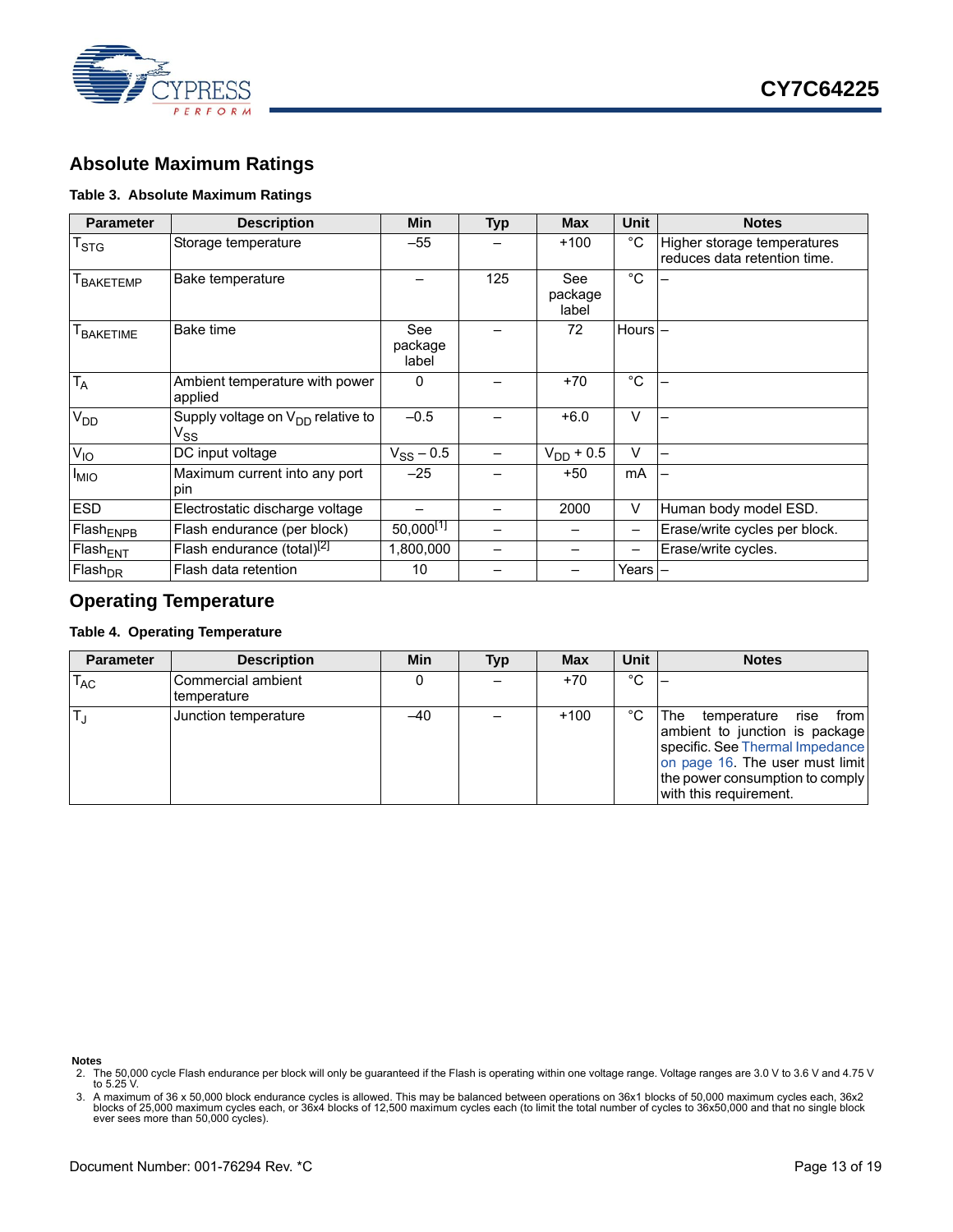## Absolute Maximum Ratings

**Table 3. Absolute Maximum Ratings**

| Parameter | Description | Min | Typ | Max | Unit | Notes |
|---|---|---|---|---|---|---|
| $T_{STG}$ | Storage temperature | –55 | – | +100 | °C | Higher storage temperatures reduces data retention time. |
| $T_{BAKETEMP}$ | Bake temperature | – | 125 | See package label | °C | – |
| $T_{BAKETIME}$ | Bake time | See package label | – | 72 | Hours | – |
| $T_A$ | Ambient temperature with power applied | 0 | – | +70 | °C | – |
| $V_{DD}$ | Supply voltage on $V_{DD}$ relative to $V_{SS}$ | –0.5 | – | +6.0 | V | – |
| $V_{IO}$ | DC input voltage | $V_{SS}$ – 0.5 | – | $V_{DD}$ + 0.5 | V | – |
| $I_{MIO}$ | Maximum current into any port pin | –25 | – | +50 | mA | – |
| ESD | Electrostatic discharge voltage | – | – | 2000 | V | Human body model ESD. |
| $Flash_{ENPB}$ | Flash endurance (per block) | 50,000[1] | – | – | – | Erase/write cycles per block. |
| $Flash_{ENT}$ | Flash endurance (total)[2] | 1,800,000 | – | – | – | Erase/write cycles. |
| $Flash_{DR}$ | Flash data retention | 10 | – | – | Years | – |

## Operating Temperature

**Table 4. Operating Temperature**

| Parameter | Description | Min | Typ | Max | Unit | Notes |
|---|---|---|---|---|---|---|
| $T_{AC}$ | Commercial ambient temperature | 0 | – | +70 | °C | – |
| $T_J$ | Junction temperature | –40 | – | +100 | °C | The temperature rise from ambient to junction is package specific. See Thermal Impedance on page 16. The user must limit the power consumption to comply with this requirement. |

**Notes**

2. The 50,000 cycle Flash endurance per block will only be guaranteed if the Flash is operating within one voltage range. Voltage ranges are 3.0 V to 3.6 V and 4.75 V to 5.25 V.
3. A maximum of 36 x 50,000 block endurance cycles is allowed. This may be balanced between operations on 36x1 blocks of 50,000 maximum cycles each, 36x2 blocks of 25,000 maximum cycles each, or 36x4 blocks of 12,500 maximum cycles each (to limit the total number of cycles to 36x50,000 and that no single block ever sees more than 50,000 cycles).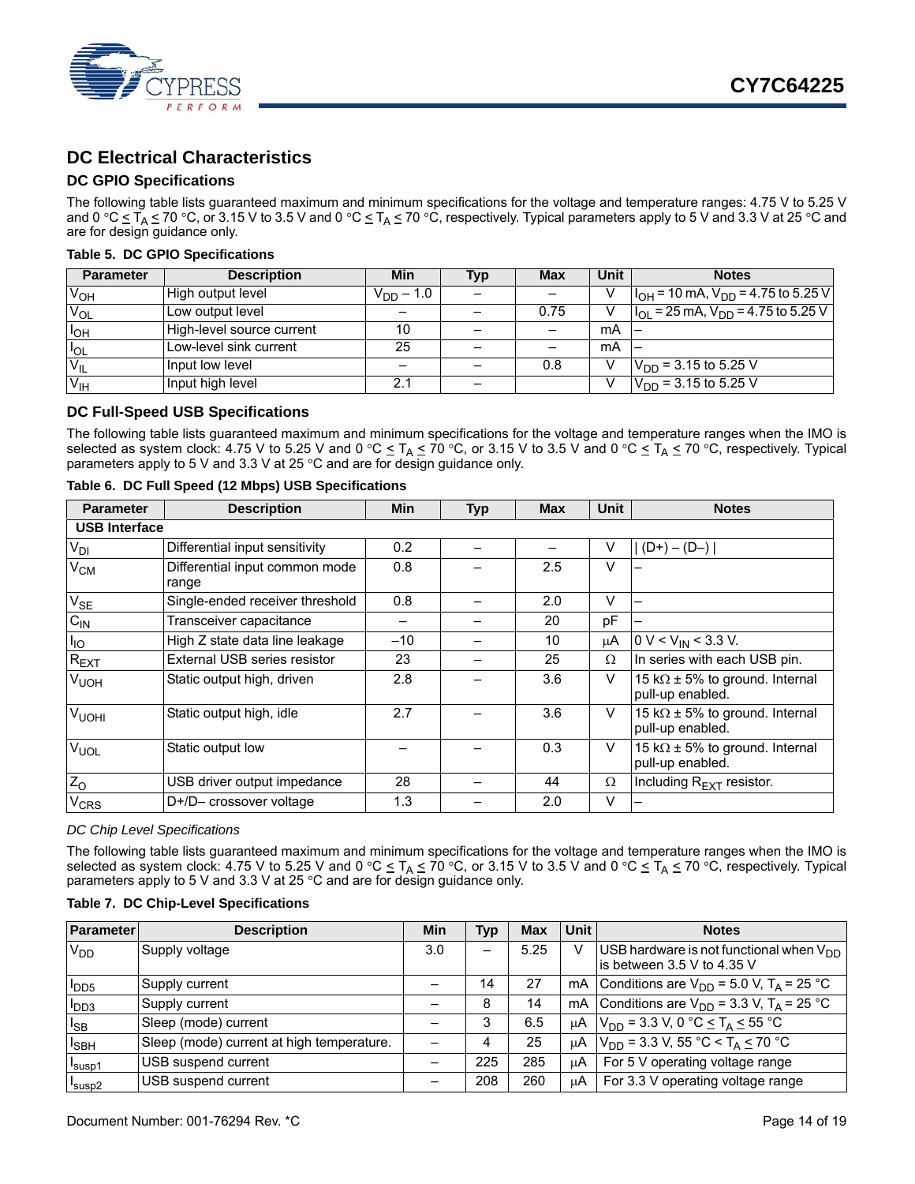## DC Electrical Characteristics

### DC GPIO Specifications

The following table lists guaranteed maximum and minimum specifications for the voltage and temperature ranges: 4.75 V to 5.25 V and 0 °C ≤ $T_A$ ≤ 70 °C, or 3.15 V to 3.5 V and 0 °C ≤ $T_A$ ≤ 70 °C, respectively. Typical parameters apply to 5 V and 3.3 V at 25 °C and are for design guidance only.

**Table 5. DC GPIO Specifications**

| Parameter | Description | Min | Typ | Max | Unit | Notes |
|---|---|---|---|---|---|---|
| $V_{OH}$ | High output level | $V_{DD}$ – 1.0 | – | – | V | $I_{OH}$ = 10 mA, $V_{DD}$ = 4.75 to 5.25 V |
| $V_{OL}$ | Low output level | – | – | 0.75 | V | $I_{OL}$ = 25 mA, $V_{DD}$ = 4.75 to 5.25 V |
| $I_{OH}$ | High-level source current | 10 | – | – | mA | – |
| $I_{OL}$ | Low-level sink current | 25 | – | – | mA | – |
| $V_{IL}$ | Input low level | – | – | 0.8 | V | $V_{DD}$ = 3.15 to 5.25 V |
| $V_{IH}$ | Input high level | 2.1 | – | | V | $V_{DD}$ = 3.15 to 5.25 V |

### DC Full-Speed USB Specifications

The following table lists guaranteed maximum and minimum specifications for the voltage and temperature ranges when the IMO is selected as system clock: 4.75 V to 5.25 V and 0 °C ≤ $T_A$ ≤ 70 °C, or 3.15 V to 3.5 V and 0 °C ≤ $T_A$ ≤ 70 °C, respectively. Typical parameters apply to 5 V and 3.3 V at 25 °C and are for design guidance only.

**Table 6. DC Full Speed (12 Mbps) USB Specifications**

| Parameter | Description | Min | Typ | Max | Unit | Notes |
|---|---|---|---|---|---|---|
| **USB Interface** | | | | | | |
| $V_{DI}$ | Differential input sensitivity | 0.2 | – | – | V | \| (D+) – (D–) \| |
| $V_{CM}$ | Differential input common mode range | 0.8 | – | 2.5 | V | – |
| $V_{SE}$ | Single-ended receiver threshold | 0.8 | – | 2.0 | V | – |
| $C_{IN}$ | Transceiver capacitance | – | – | 20 | pF | – |
| $I_{IO}$ | High Z state data line leakage | –10 | – | 10 | µA | 0 V < $V_{IN}$ < 3.3 V. |
| $R_{EXT}$ | External USB series resistor | 23 | – | 25 | Ω | In series with each USB pin. |
| $V_{UOH}$ | Static output high, driven | 2.8 | – | 3.6 | V | 15 kΩ ± 5% to ground. Internal pull-up enabled. |
| $V_{UOHI}$ | Static output high, idle | 2.7 | – | 3.6 | V | 15 kΩ ± 5% to ground. Internal pull-up enabled. |
| $V_{UOL}$ | Static output low | – | – | 0.3 | V | 15 kΩ ± 5% to ground. Internal pull-up enabled. |
| $Z_O$ | USB driver output impedance | 28 | – | 44 | Ω | Including $R_{EXT}$ resistor. |
| $V_{CRS}$ | D+/D– crossover voltage | 1.3 | – | 2.0 | V | – |

*DC Chip Level Specifications*

The following table lists guaranteed maximum and minimum specifications for the voltage and temperature ranges when the IMO is selected as system clock: 4.75 V to 5.25 V and 0 °C ≤ $T_A$ ≤ 70 °C, or 3.15 V to 3.5 V and 0 °C ≤ $T_A$ ≤ 70 °C, respectively. Typical parameters apply to 5 V and 3.3 V at 25 °C and are for design guidance only.

**Table 7. DC Chip-Level Specifications**

| Parameter | Description | Min | Typ | Max | Unit | Notes |
|---|---|---|---|---|---|---|
| $V_{DD}$ | Supply voltage | 3.0 | – | 5.25 | V | USB hardware is not functional when $V_{DD}$ is between 3.5 V to 4.35 V |
| $I_{DD5}$ | Supply current | – | 14 | 27 | mA | Conditions are $V_{DD}$ = 5.0 V, $T_A$ = 25 °C |
| $I_{DD3}$ | Supply current | – | 8 | 14 | mA | Conditions are $V_{DD}$ = 3.3 V, $T_A$ = 25 °C |
| $I_{SB}$ | Sleep (mode) current | – | 3 | 6.5 | µA | $V_{DD}$ = 3.3 V, 0 °C ≤ $T_A$ ≤ 55 °C |
| $I_{SBH}$ | Sleep (mode) current at high temperature. | – | 4 | 25 | µA | $V_{DD}$ = 3.3 V, 55 °C < $T_A$ ≤ 70 °C |
| $I_{susp1}$ | USB suspend current | – | 225 | 285 | µA | For 5 V operating voltage range |
| $I_{susp2}$ | USB suspend current | – | 208 | 260 | µA | For 3.3 V operating voltage range |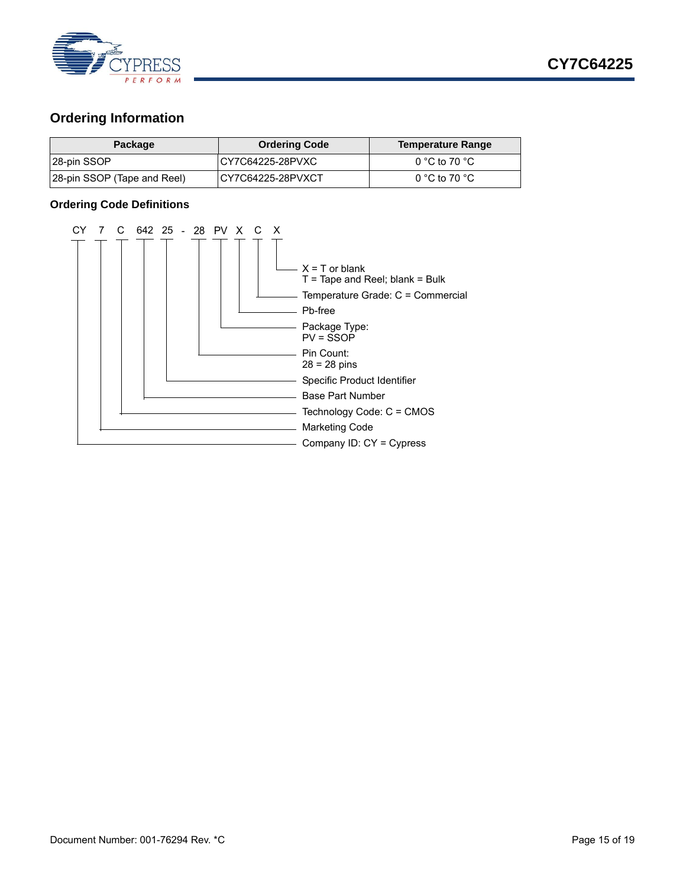## Ordering Information

| Package | Ordering Code | Temperature Range |
|---|---|---|
| 28-pin SSOP | CY7C64225-28PVXC | 0 °C to 70 °C |
| 28-pin SSOP (Tape and Reel) | CY7C64225-28PVXCT | 0 °C to 70 °C |

### Ordering Code Definitions

CY 7 C 642 25 - 28 PV X C X

- X = T or blank
  T = Tape and Reel; blank = Bulk
- Temperature Grade: C = Commercial
- Pb-free
- Package Type:
  PV = SSOP
- Pin Count:
  28 = 28 pins
- Specific Product Identifier
- Base Part Number
- Technology Code: C = CMOS
- Marketing Code
- Company ID: CY = Cypress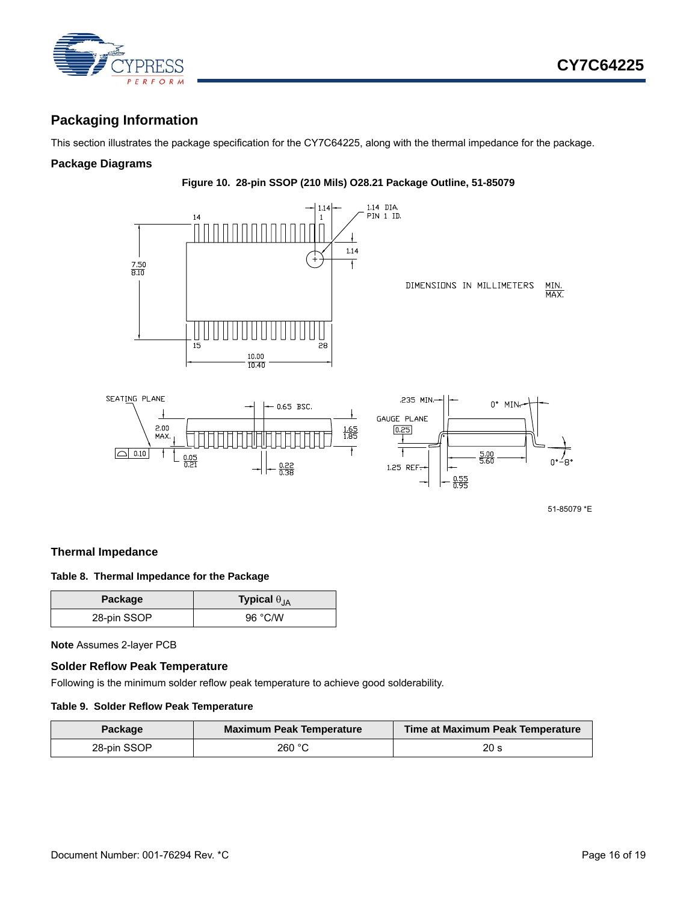## Packaging Information

This section illustrates the package specification for the CY7C64225, along with the thermal impedance for the package.

### Package Diagrams

**Figure 10. 28-pin SSOP (210 Mils) O28.21 Package Outline, 51-85079**

### Thermal Impedance

**Table 8. Thermal Impedance for the Package**

| Package | Typical $\theta_{JA}$ |
|---|---|
| 28-pin SSOP | 96 °C/W |

**Note** Assumes 2-layer PCB

### Solder Reflow Peak Temperature

Following is the minimum solder reflow peak temperature to achieve good solderability.

**Table 9. Solder Reflow Peak Temperature**

| Package | Maximum Peak Temperature | Time at Maximum Peak Temperature |
|---|---|---|
| 28-pin SSOP | 260 °C | 20 s |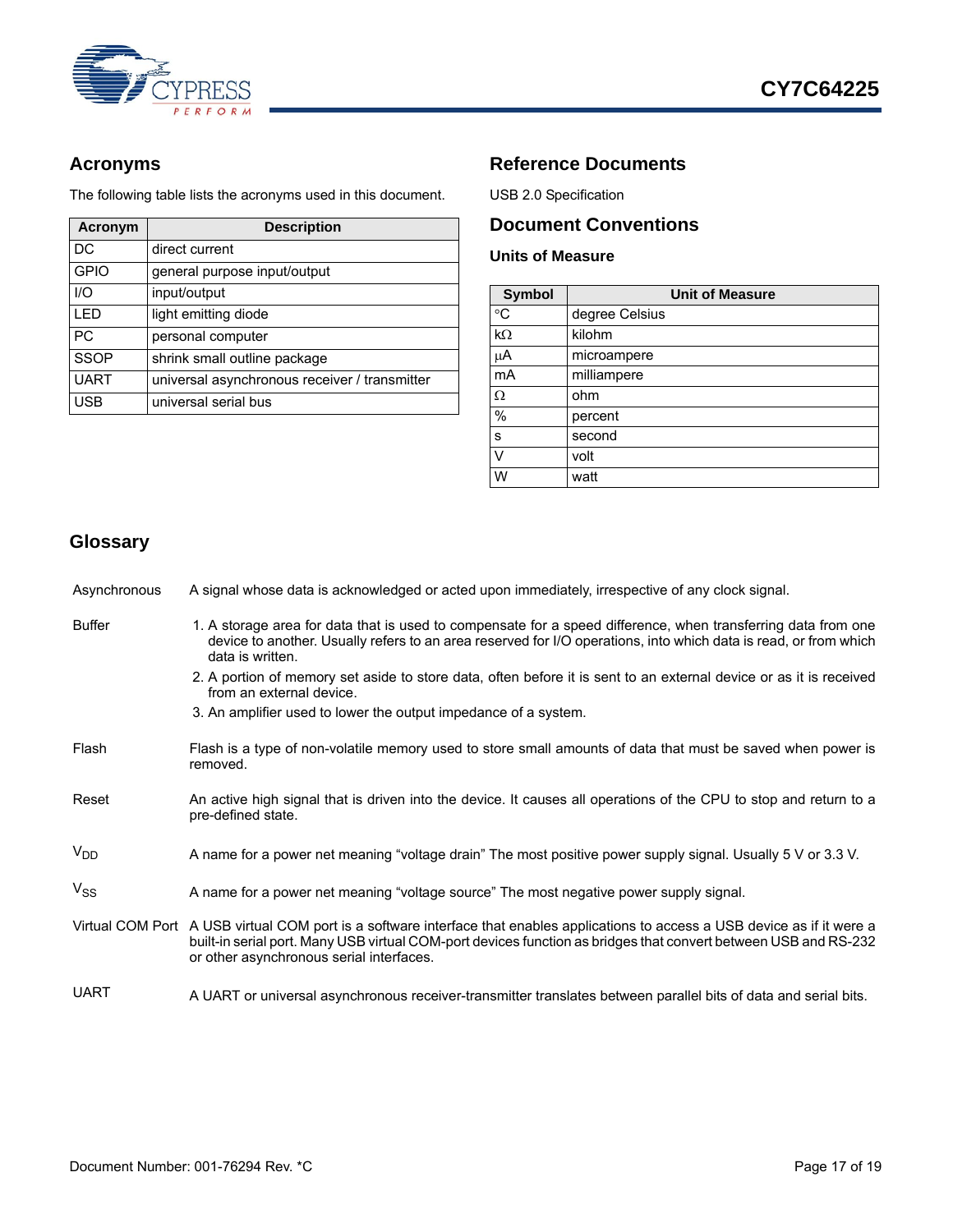## Acronyms

The following table lists the acronyms used in this document.

| Acronym | Description |
|---|---|
| DC | direct current |
| GPIO | general purpose input/output |
| I/O | input/output |
| LED | light emitting diode |
| PC | personal computer |
| SSOP | shrink small outline package |
| UART | universal asynchronous receiver / transmitter |
| USB | universal serial bus |

## Reference Documents

USB 2.0 Specification

## Document Conventions

### Units of Measure

| Symbol | Unit of Measure |
|---|---|
| °C | degree Celsius |
| kΩ | kilohm |
| µA | microampere |
| mA | milliampere |
| Ω | ohm |
| % | percent |
| s | second |
| V | volt |
| W | watt |

## Glossary

**Asynchronous** — A signal whose data is acknowledged or acted upon immediately, irrespective of any clock signal.

**Buffer**

1. A storage area for data that is used to compensate for a speed difference, when transferring data from one device to another. Usually refers to an area reserved for I/O operations, into which data is read, or from which data is written.
2. A portion of memory set aside to store data, often before it is sent to an external device or as it is received from an external device.
3. An amplifier used to lower the output impedance of a system.

**Flash** — Flash is a type of non-volatile memory used to store small amounts of data that must be saved when power is removed.

**Reset** — An active high signal that is driven into the device. It causes all operations of the CPU to stop and return to a pre-defined state.

**$V_{DD}$** — A name for a power net meaning “voltage drain” The most positive power supply signal. Usually 5 V or 3.3 V.

**$V_{SS}$** — A name for a power net meaning “voltage source” The most negative power supply signal.

**Virtual COM Port** — A USB virtual COM port is a software interface that enables applications to access a USB device as if it were a built-in serial port. Many USB virtual COM-port devices function as bridges that convert between USB and RS-232 or other asynchronous serial interfaces.

**UART** — A UART or universal asynchronous receiver-transmitter translates between parallel bits of data and serial bits.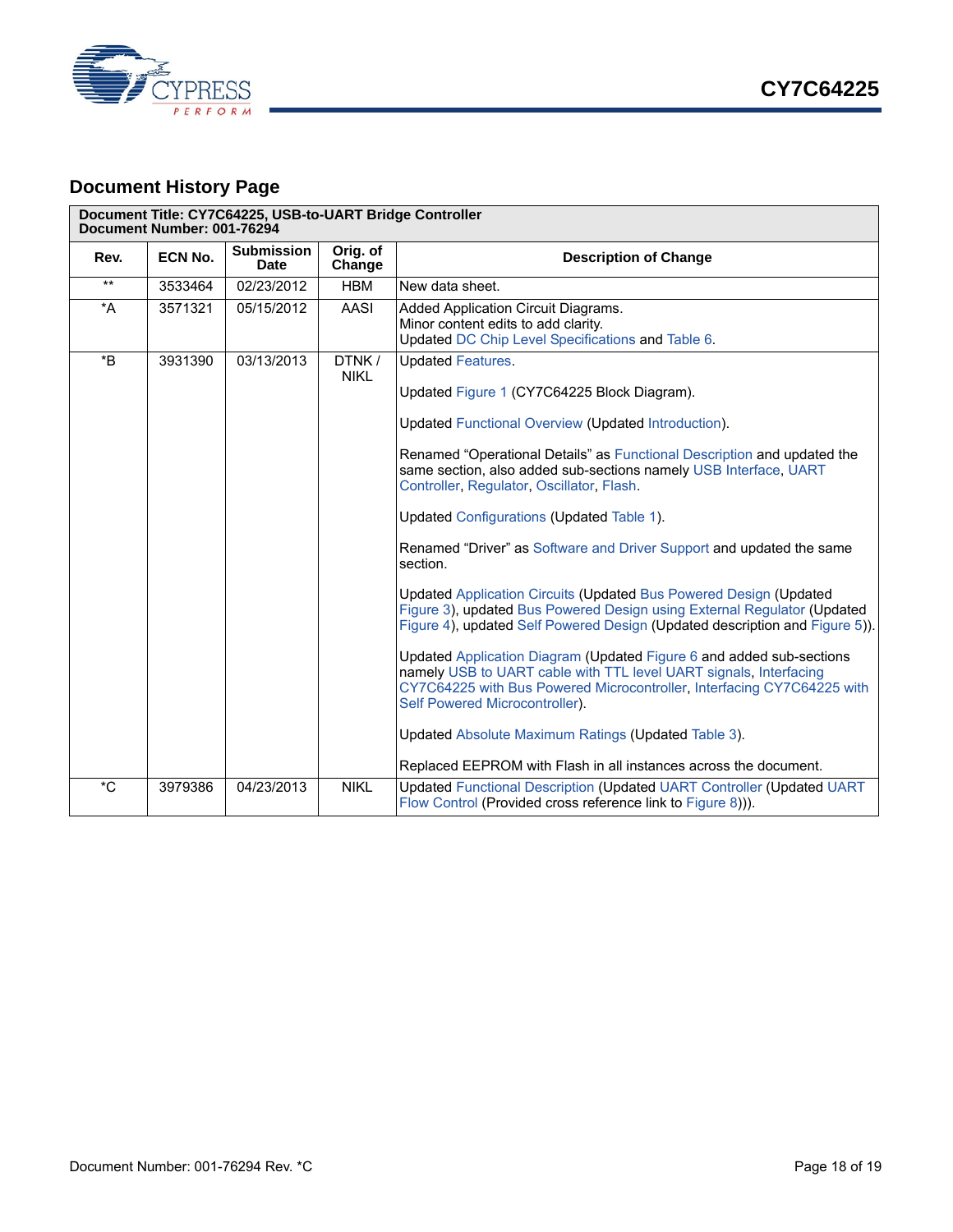## Document History Page

**Document Title: CY7C64225, USB-to-UART Bridge Controller**
**Document Number: 001-76294**

| Rev. | ECN No. | Submission Date | Orig. of Change | Description of Change |
|---|---|---|---|---|
| ** | 3533464 | 02/23/2012 | HBM | New data sheet. |
| *A | 3571321 | 05/15/2012 | AASI | Added Application Circuit Diagrams.<br>Minor content edits to add clarity.<br>Updated DC Chip Level Specifications and Table 6. |
| *B | 3931390 | 03/13/2013 | DTNK / NIKL | Updated Features.<br><br>Updated Figure 1 (CY7C64225 Block Diagram).<br><br>Updated Functional Overview (Updated Introduction).<br><br>Renamed "Operational Details" as Functional Description and updated the same section, also added sub-sections namely USB Interface, UART Controller, Regulator, Oscillator, Flash.<br><br>Updated Configurations (Updated Table 1).<br><br>Renamed "Driver" as Software and Driver Support and updated the same section.<br><br>Updated Application Circuits (Updated Bus Powered Design (Updated Figure 3), updated Bus Powered Design using External Regulator (Updated Figure 4), updated Self Powered Design (Updated description and Figure 5)).<br><br>Updated Application Diagram (Updated Figure 6 and added sub-sections namely USB to UART cable with TTL level UART signals, Interfacing CY7C64225 with Bus Powered Microcontroller, Interfacing CY7C64225 with Self Powered Microcontroller).<br><br>Updated Absolute Maximum Ratings (Updated Table 3).<br><br>Replaced EEPROM with Flash in all instances across the document. |
| *C | 3979386 | 04/23/2013 | NIKL | Updated Functional Description (Updated UART Controller (Updated UART Flow Control (Provided cross reference link to Figure 8))). |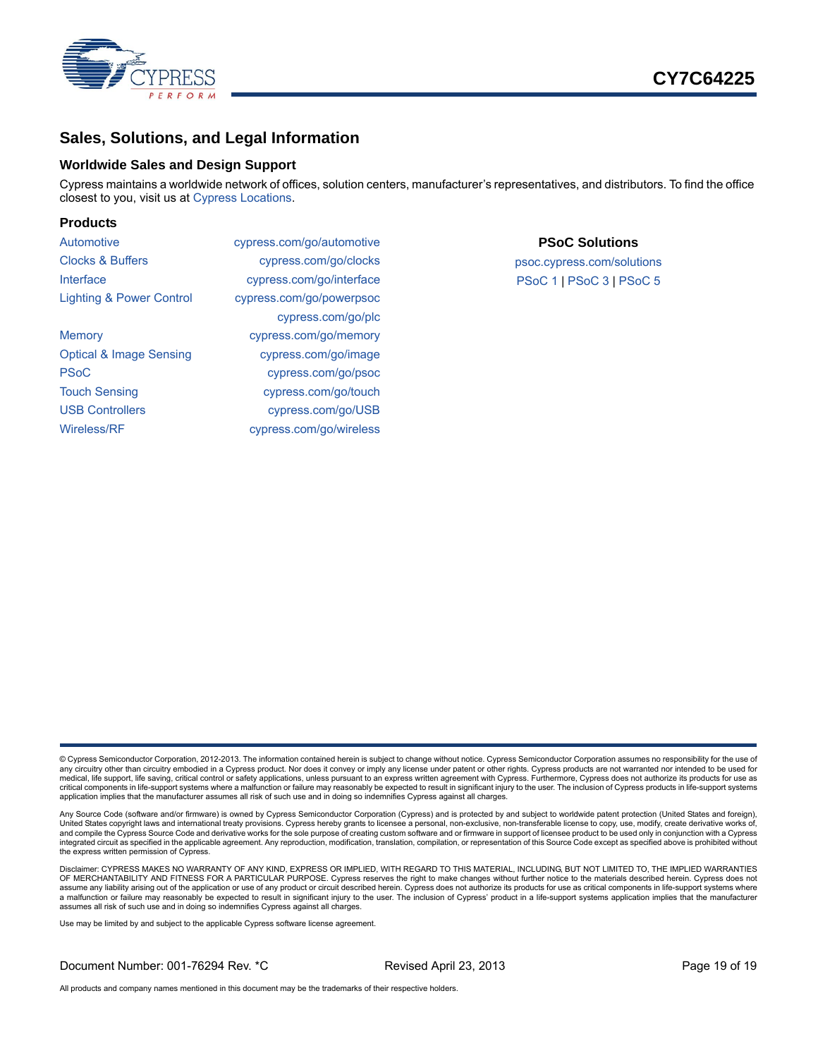## Sales, Solutions, and Legal Information

### Worldwide Sales and Design Support

Cypress maintains a worldwide network of offices, solution centers, manufacturer's representatives, and distributors. To find the office closest to you, visit us at Cypress Locations.

### Products

| | |
|---|---|
| Automotive | cypress.com/go/automotive |
| Clocks & Buffers | cypress.com/go/clocks |
| Interface | cypress.com/go/interface |
| Lighting & Power Control | cypress.com/go/powerpsoc |
| | cypress.com/go/plc |
| Memory | cypress.com/go/memory |
| Optical & Image Sensing | cypress.com/go/image |
| PSoC | cypress.com/go/psoc |
| Touch Sensing | cypress.com/go/touch |
| USB Controllers | cypress.com/go/USB |
| Wireless/RF | cypress.com/go/wireless |

**PSoC Solutions**

psoc.cypress.com/solutions

PSoC 1 | PSoC 3 | PSoC 5

© Cypress Semiconductor Corporation, 2012-2013. The information contained herein is subject to change without notice. Cypress Semiconductor Corporation assumes no responsibility for the use of any circuitry other than circuitry embodied in a Cypress product. Nor does it convey or imply any license under patent or other rights. Cypress products are not warranted nor intended to be used for medical, life support, life saving, critical control or safety applications, unless pursuant to an express written agreement with Cypress. Furthermore, Cypress does not authorize its products for use as critical components in life-support systems where a malfunction or failure may reasonably be expected to result in significant injury to the user. The inclusion of Cypress products in life-support systems application implies that the manufacturer assumes all risk of such use and in doing so indemnifies Cypress against all charges.

Any Source Code (software and/or firmware) is owned by Cypress Semiconductor Corporation (Cypress) and is protected by and subject to worldwide patent protection (United States and foreign), United States copyright laws and international treaty provisions. Cypress hereby grants to licensee a personal, non-exclusive, non-transferable license to copy, use, modify, create derivative works of, and compile the Cypress Source Code and derivative works for the sole purpose of creating custom software and or firmware in support of licensee product to be used only in conjunction with a Cypress integrated circuit as specified in the applicable agreement. Any reproduction, modification, translation, compilation, or representation of this Source Code except as specified above is prohibited without the express written permission of Cypress.

Disclaimer: CYPRESS MAKES NO WARRANTY OF ANY KIND, EXPRESS OR IMPLIED, WITH REGARD TO THIS MATERIAL, INCLUDING, BUT NOT LIMITED TO, THE IMPLIED WARRANTIES OF MERCHANTABILITY AND FITNESS FOR A PARTICULAR PURPOSE. Cypress reserves the right to make changes without further notice to the materials described herein. Cypress does not assume any liability arising out of the application or use of any product or circuit described herein. Cypress does not authorize its products for use as critical components in life-support systems where a malfunction or failure may reasonably be expected to result in significant injury to the user. The inclusion of Cypress' product in a life-support systems application implies that the manufacturer assumes all risk of such use and in doing so indemnifies Cypress against all charges.

Use may be limited by and subject to the applicable Cypress software license agreement.

Document Number: 001-76294 Rev. *C Revised April 23, 2013

All products and company names mentioned in this document may be the trademarks of their respective holders.